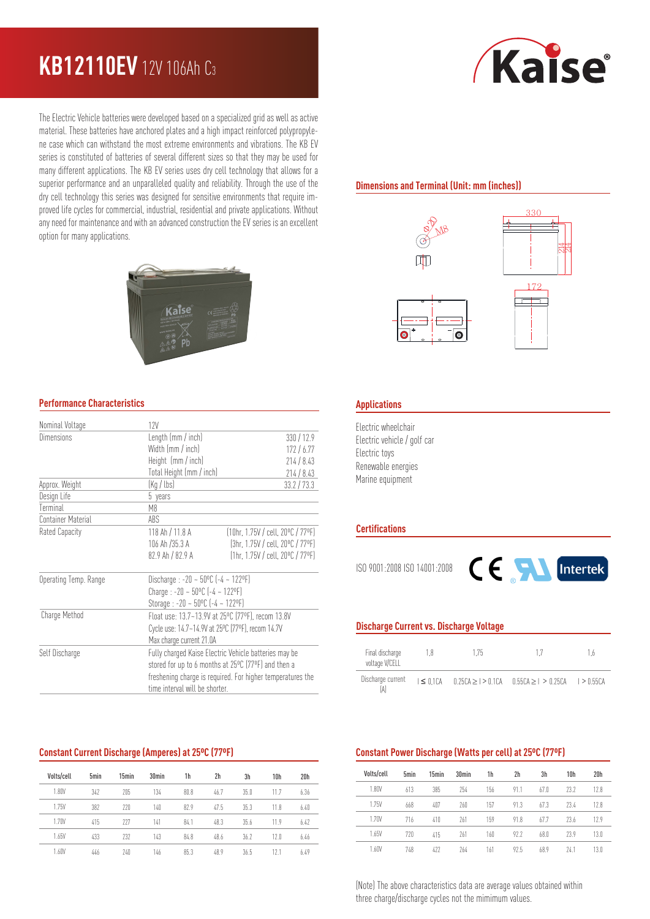# KB12110EV 12V 106Ah C3

The Electric Vehicle batteries were developed based on a specialized grid as well as active material. These batteries have anchored plates and a high impact reinforced polypropylene case which can withstand the most extreme environments and vibrations. The KB EV series is constituted of batteries of several different sizes so that they may be used for many different applications. The KB EV series uses dry cell technology that allows for a superior performance and an unparalleled quality and reliability. Through the use of the dry cell technology this series was designed for sensitive environments that require improved life cycles for commercial, industrial, residential and private applications. Without any need for maintenance and with an advanced construction the EV series is an excellent option for many applications.

## Dimensions and Terminal (Unit: mm (inches))

## Performance Characteristics

| | | |
|---|---|---|
| Nominal Voltage | 12V | |
| Dimensions | Length (mm / inch) | 330 / 12.9 |
| | Width (mm / inch) | 172 / 6.77 |
| | Height (mm / inch) | 214 / 8.43 |
| | Total Height (mm / inch) | 214 / 8.43 |
| Approx. Weight | (Kg / lbs) | 33.2 / 73.3 |
| Design Life | 5 years | |
| Terminal | M8 | |
| Container Material | ABS | |
| Rated Capacity | 118 Ah / 11.8 A | (10hr, 1.75V / cell, 20ºC / 77ºF) |
| | 106 Ah /35.3 A | (3hr, 1.75V / cell, 20ºC / 77ºF) |
| | 82.9 Ah / 82.9 A | (1hr, 1.75V / cell, 20ºC / 77ºF) |
| Operating Temp. Range | Discharge : -20 ~ 50ºC (-4 ~ 122ºF) | |
| | Charge : -20 ~ 50ºC (-4 ~ 122ºF) | |
| | Storage : -20 ~ 50ºC (-4 ~ 122ºF) | |
| Charge Method | Float use: 13.7~13.9V at 25ºC (77ºF), recom 13.8V | |
| | Cycle use: 14.7~14.9V at 25ºC (77ºF), recom 14.7V | |
| | Max charge current 21.0A | |
| Self Discharge | Fully charged Kaise Electric Vehicle batteries may be stored for up to 6 months at 25ºC (77ºF) and then a freshening charge is required. For higher temperatures the time interval will be shorter. | |

## Applications

Electric wheelchair
Electric vehicle / golf car
Electric toys
Renewable energies
Marine equipment

## Certifications

ISO 9001:2008 ISO 14001:2008

## Discharge Current vs. Discharge Voltage

| Final discharge voltage V/CELL | 1,8 | 1,75 | 1,7 | 1,6 |
|---|---|---|---|---|
| Discharge current (A) | I ≤ 0,1CA | 0.25CA ≥ I > 0.1CA | 0.55CA ≥ I > 0.25CA | I > 0.55CA |

## Constant Current Discharge (Amperes) at 25ºC (77ºF)

| Volts/cell | 5min | 15min | 30min | 1h | 2h | 3h | 10h | 20h |
|---|---|---|---|---|---|---|---|---|
| 1.80V | 342 | 205 | 134 | 80.8 | 46.7 | 35.0 | 11.7 | 6.36 |
| 1.75V | 382 | 220 | 140 | 82.9 | 47.5 | 35.3 | 11.8 | 6.40 |
| 1.70V | 415 | 227 | 141 | 84.1 | 48.3 | 35.6 | 11.9 | 6.42 |
| 1.65V | 433 | 232 | 143 | 84.8 | 48.6 | 36.2 | 12.0 | 6.46 |
| 1.60V | 446 | 240 | 146 | 85.3 | 48.9 | 36.5 | 12.1 | 6.49 |

## Constant Power Discharge (Watts per cell) at 25ºC (77ºF)

| Volts/cell | 5min | 15min | 30min | 1h | 2h | 3h | 10h | 20h |
|---|---|---|---|---|---|---|---|---|
| 1.80V | 613 | 385 | 254 | 156 | 91.1 | 67.0 | 23.2 | 12.8 |
| 1.75V | 668 | 407 | 260 | 157 | 91.3 | 67.3 | 23.4 | 12.8 |
| 1.70V | 716 | 410 | 261 | 159 | 91.8 | 67.7 | 23.6 | 12.9 |
| 1.65V | 720 | 415 | 261 | 160 | 92.2 | 68.0 | 23.9 | 13.0 |
| 1.60V | 748 | 422 | 264 | 161 | 92.5 | 68.9 | 24.1 | 13.0 |

(Note) The above characteristics data are average values obtained within three charge/discharge cycles not the mimimum values.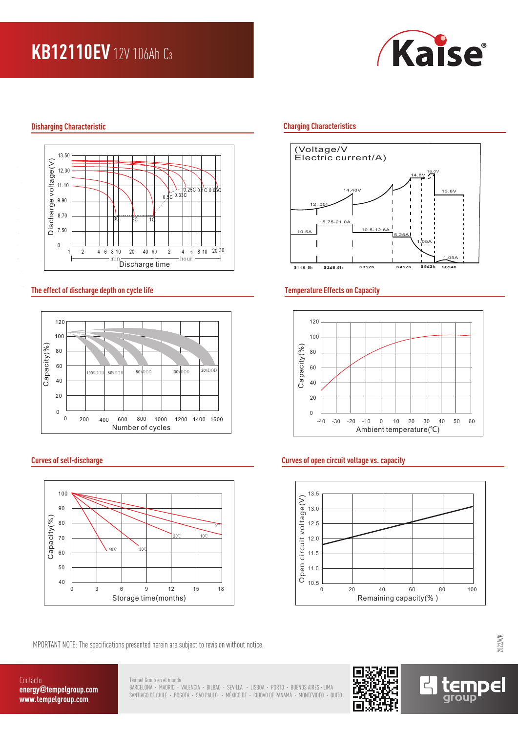# KB12110EV 12V 106Ah C3

Kaise

## Disharging Characteristic

Discharge voltage(V)
13.50
12.30
11.10
9.90
8.70
7.50
0
1 2 4 6 8 10 20 40 60 2 4 6 8 10 20 30
min hour
Discharge time
3C 2C 1C 0.5C 0.33C 0.25C 0.1C 0.05C

## Charging Characteristics

(Voltage/V
Electric current/A)
16.0V
14.8V
14.40V
13.8V
12.00V
15.75-21.0A
10.5-12.6A
10.5A
5.25A
1.05A
1.05A
S1≤0.5h S2≤6.5h S3≤2h S4≤2h S5≤2h S6≤4h

## The effect of discharge depth on cycle life

Capacity(%)
120
100
80
60
40
20
0
0 200 400 600 800 1000 1200 1400 1600
Number of cycles
100%DOD 80%DOD 50%DOD 30%DOD 20%DOD

## Temperature Effects on Capacity

Capacity(%)
120
100
80
60
40
20
0
-40 -30 -20 -10 0 10 20 30 40 50 60
Ambient temperature(℃)

## Curves of self-discharge

Capacity(%)
100
90
80
70
60
50
40
0 3 6 9 12 15 18
Storage time(months)
0℃ 20℃ 10℃ 40℃ 30℃

## Curves of open circuit voltage vs. capacity

Open circuit voltage(V)
13.5
13.0
12.5
12.0
11.5
11.0
10.5
0 20 40 60 80 100
Remaining capacity(%)

IMPORTANT NOTE: The specifications presented herein are subject to revision without notice.

2022/V/K

Contacto
**energy@tempelgroup.com**
**www.tempelgroup.com**

Tempel Group en el mundo
BARCELONA · MADRID · VALENCIA · BILBAO · SEVILLA · LISBOA · PORTO · BUENOS AIRES · LIMA
SANTIAGO DE CHILE · BOGOTÁ · SÃO PAULO · MÉXICO DF · CIUDAD DE PANAMÁ · MONTEVIDEO · QUITO

tempel group